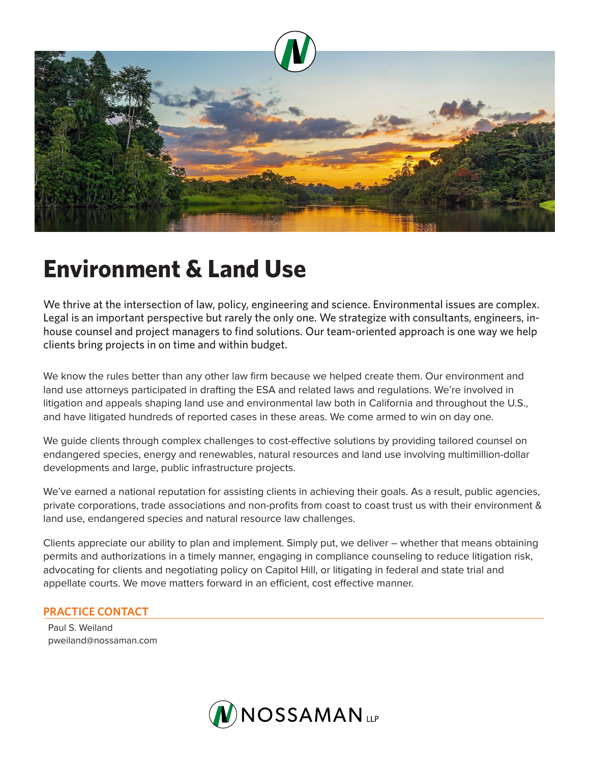# Environment & Land Use

We thrive at the intersection of law, policy, engineering and science. Environmental issues are complex. Legal is an important perspective but rarely the only one. We strategize with consultants, engineers, in-house counsel and project managers to find solutions. Our team-oriented approach is one way we help clients bring projects in on time and within budget.

We know the rules better than any other law firm because we helped create them. Our environment and land use attorneys participated in drafting the ESA and related laws and regulations. We're involved in litigation and appeals shaping land use and environmental law both in California and throughout the U.S., and have litigated hundreds of reported cases in these areas. We come armed to win on day one.

We guide clients through complex challenges to cost-effective solutions by providing tailored counsel on endangered species, energy and renewables, natural resources and land use involving multimillion-dollar developments and large, public infrastructure projects.

We've earned a national reputation for assisting clients in achieving their goals. As a result, public agencies, private corporations, trade associations and non-profits from coast to coast trust us with their environment & land use, endangered species and natural resource law challenges.

Clients appreciate our ability to plan and implement. Simply put, we deliver – whether that means obtaining permits and authorizations in a timely manner, engaging in compliance counseling to reduce litigation risk, advocating for clients and negotiating policy on Capitol Hill, or litigating in federal and state trial and appellate courts. We move matters forward in an efficient, cost effective manner.

## PRACTICE CONTACT

Paul S. Weiland
pweiland@nossaman.com

NOSSAMAN LLP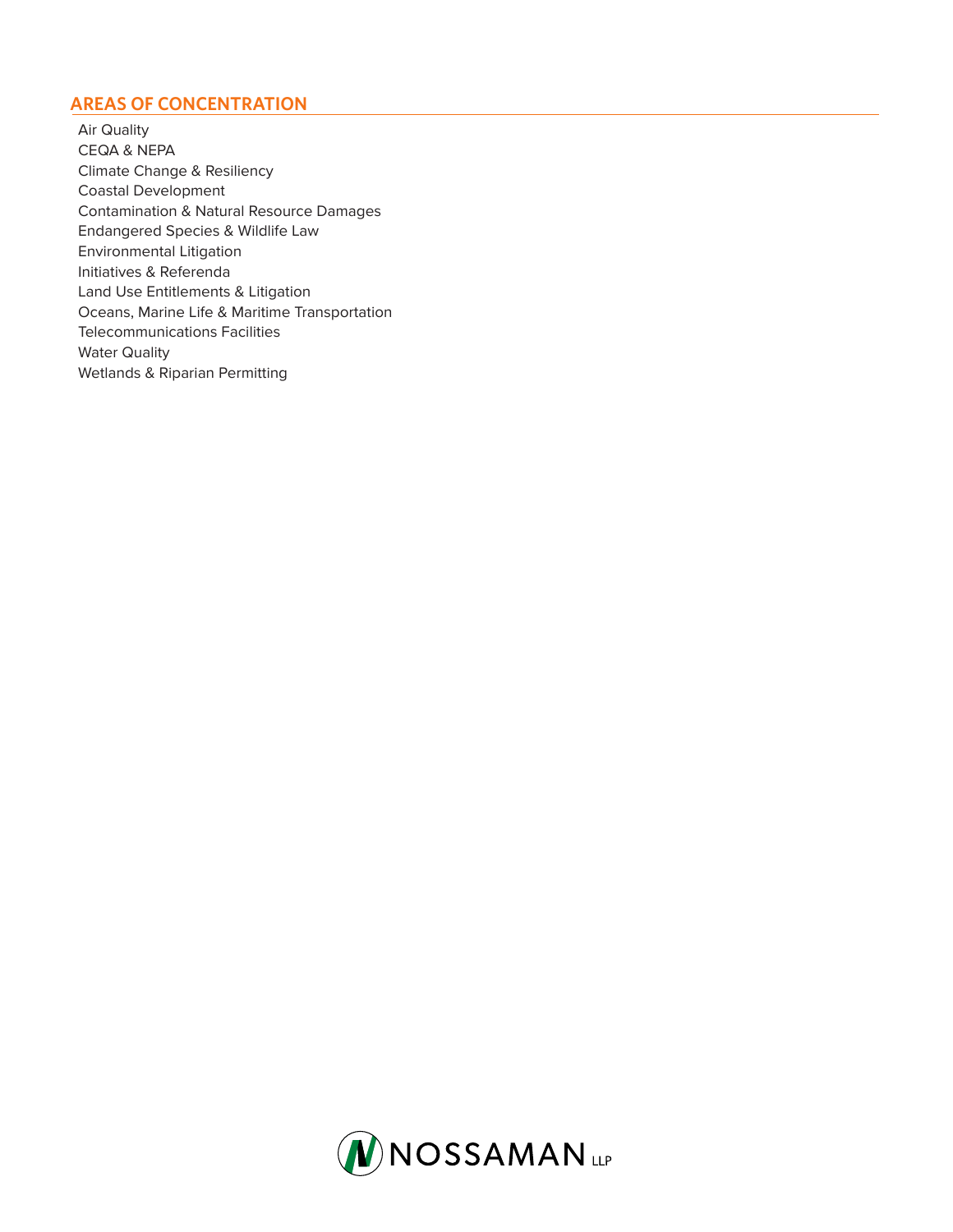## AREAS OF CONCENTRATION

Air Quality
CEQA & NEPA
Climate Change & Resiliency
Coastal Development
Contamination & Natural Resource Damages
Endangered Species & Wildlife Law
Environmental Litigation
Initiatives & Referenda
Land Use Entitlements & Litigation
Oceans, Marine Life & Maritime Transportation
Telecommunications Facilities
Water Quality
Wetlands & Riparian Permitting

NOSSAMAN LLP